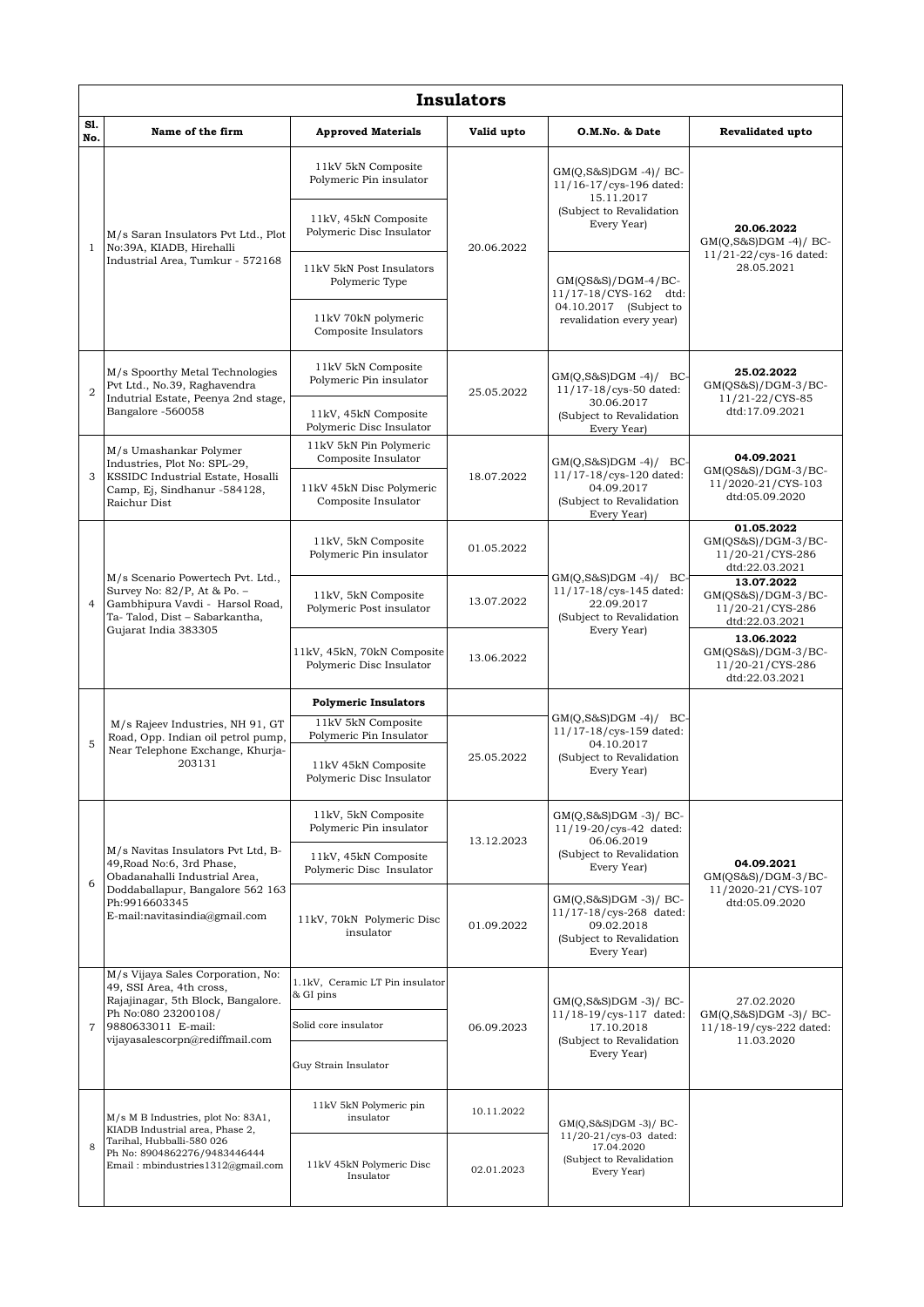# Insulators

| Sl. No. | Name of the firm | Approved Materials | Valid upto | O.M.No. & Date | Revalidated upto |
|---|---|---|---|---|---|
| 1 | M/s Saran Insulators Pvt Ltd., Plot No:39A, KIADB, Hirehalli Industrial Area, Tumkur - 572168 | 11kV 5kN Composite Polymeric Pin insulator | 20.06.2022 | GM(Q,S&S)DGM -4)/ BC-11/16-17/cys-196 dated: 15.11.2017 (Subject to Revalidation Every Year) | **20.06.2022** GM(Q,S&S)DGM -4)/ BC-11/21-22/cys-16 dated: 28.05.2021 |
| | | 11kV, 45kN Composite Polymeric Disc Insulator | | | |
| | | 11kV 5kN Post Insulators Polymeric Type | | GM(QS&S)/DGM-4/BC-11/17-18/CYS-162 dtd: 04.10.2017 (Subject to revalidation every year) | |
| | | 11kV 70kN polymeric Composite Insulators | | | |
| 2 | M/s Spoorthy Metal Technologies Pvt Ltd., No.39, Raghavendra Indutrial Estate, Peenya 2nd stage, Bangalore -560058 | 11kV 5kN Composite Polymeric Pin insulator | 25.05.2022 | GM(Q,S&S)DGM -4)/ BC-11/17-18/cys-50 dated: 30.06.2017 (Subject to Revalidation Every Year) | **25.02.2022** GM(QS&S)/DGM-3/BC-11/21-22/CYS-85 dtd:17.09.2021 |
| | | 11kV, 45kN Composite Polymeric Disc Insulator | | | |
| 3 | M/s Umashankar Polymer Industries, Plot No: SPL-29, KSSIDC Industrial Estate, Hosalli Camp, Ej, Sindhanur -584128, Raichur Dist | 11kV 5kN Pin Polymeric Composite Insulator | 18.07.2022 | GM(Q,S&S)DGM -4)/ BC-11/17-18/cys-120 dated: 04.09.2017 (Subject to Revalidation Every Year) | **04.09.2021** GM(QS&S)/DGM-3/BC-11/2020-21/CYS-103 dtd:05.09.2020 |
| | | 11kV 45kN Disc Polymeric Composite Insulator | | | |
| 4 | M/s Scenario Powertech Pvt. Ltd., Survey No: 82/P, At & Po. – Gambhipura Vavdi - Harsol Road, Ta- Talod, Dist – Sabarkantha, Gujarat India 383305 | 11kV, 5kN Composite Polymeric Pin insulator | 01.05.2022 | GM(Q,S&S)DGM -4)/ BC-11/17-18/cys-145 dated: 22.09.2017 (Subject to Revalidation Every Year) | **01.05.2022** GM(QS&S)/DGM-3/BC-11/20-21/CYS-286 dtd:22.03.2021 |
| | | 11kV, 5kN Composite Polymeric Post insulator | 13.07.2022 | | **13.07.2022** GM(QS&S)/DGM-3/BC-11/20-21/CYS-286 dtd:22.03.2021 |
| | | 11kV, 45kN, 70kN Composite Polymeric Disc Insulator | 13.06.2022 | | **13.06.2022** GM(QS&S)/DGM-3/BC-11/20-21/CYS-286 dtd:22.03.2021 |
| 5 | M/s Rajeev Industries, NH 91, GT Road, Opp. Indian oil petrol pump, Near Telephone Exchange, Khurja-203131 | **Polymeric Insulators** | | GM(Q,S&S)DGM -4)/ BC-11/17-18/cys-159 dated: 04.10.2017 (Subject to Revalidation Every Year) | |
| | | 11kV 5kN Composite Polymeric Pin Insulator | 25.05.2022 | | |
| | | 11kV 45kN Composite Polymeric Disc Insulator | | | |
| 6 | M/s Navitas Insulators Pvt Ltd, B-49,Road No:6, 3rd Phase, Obadanahalli Industrial Area, Doddaballapur, Bangalore 562 163 Ph:9916603345 E-mail:navitasindia@gmail.com | 11kV, 5kN Composite Polymeric Pin insulator | 13.12.2023 | GM(Q,S&S)DGM -3)/ BC-11/19-20/cys-42 dated: 06.06.2019 (Subject to Revalidation Every Year) | **04.09.2021** GM(QS&S)/DGM-3/BC-11/2020-21/CYS-107 dtd:05.09.2020 |
| | | 11kV, 45kN Composite Polymeric Disc Insulator | | | |
| | | 11kV, 70kN Polymeric Disc insulator | 01.09.2022 | GM(Q,S&S)DGM -3)/ BC-11/17-18/cys-268 dated: 09.02.2018 (Subject to Revalidation Every Year) | |
| 7 | M/s Vijaya Sales Corporation, No: 49, SSI Area, 4th cross, Rajajinagar, 5th Block, Bangalore. Ph No:080 23200108/ 9880633011 E-mail: vijayasalescorpn@rediffmail.com | 1.1kV, Ceramic LT Pin insulator & GI pins | 06.09.2023 | GM(Q,S&S)DGM -3)/ BC-11/18-19/cys-117 dated: 17.10.2018 (Subject to Revalidation Every Year) | 27.02.2020 GM(Q,S&S)DGM -3)/ BC-11/18-19/cys-222 dated: 11.03.2020 |
| | | Solid core insulator | | | |
| | | Guy Strain Insulator | | | |
| 8 | M/s M B Industries, plot No: 83A1, KIADB Industrial area, Phase 2, Tarihal, Hubballi-580 026 Ph No: 8904862276/9483446444 Email : mbindustries1312@gmail.com | 11kV 5kN Polymeric pin insulator | 10.11.2022 | GM(Q,S&S)DGM -3)/ BC-11/20-21/cys-03 dated: 17.04.2020 (Subject to Revalidation Every Year) | |
| | | 11kV 45kN Polymeric Disc Insulator | 02.01.2023 | | |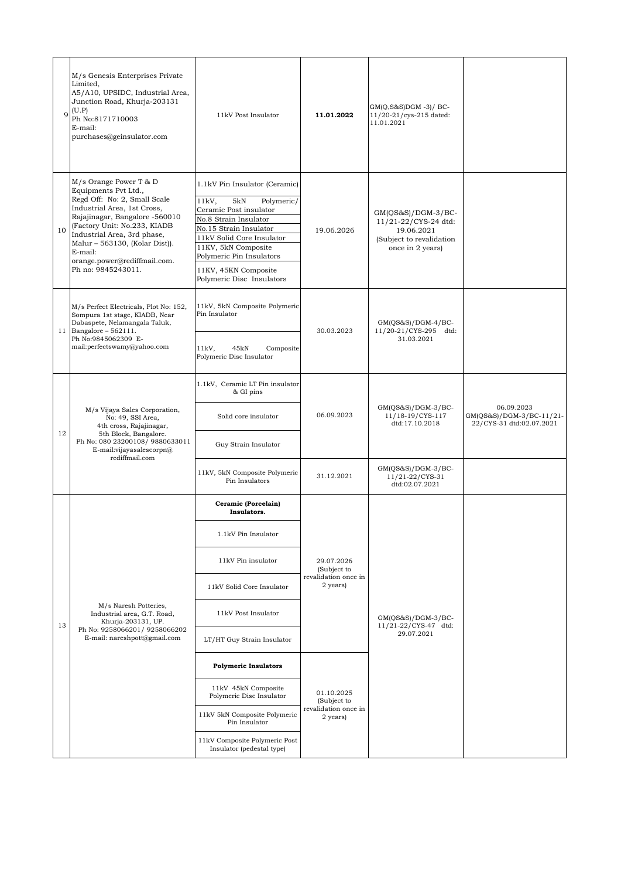| | | | | | |
|---|---|---|---|---|---|
| 9 | M/s Genesis Enterprises Private Limited, A5/A10, UPSIDC, Industrial Area, Junction Road, Khurja-203131 (U.P) Ph No:8171710003 E-mail: purchases@geinsulator.com | 11kV Post Insulator | **11.01.2022** | GM(Q,S&S)DGM -3)/ BC-11/20-21/cys-215 dated: 11.01.2021 | |
| 10 | M/s Orange Power T & D Equipments Pvt Ltd., Regd Off: No: 2, Small Scale Industrial Area, 1st Cross, Rajajinagar, Bangalore -560010 (Factory Unit: No.233, KIADB Industrial Area, 3rd phase, Malur – 563130, (Kolar Dist)). E-mail: orange.power@rediffmail.com. Ph no: 9845243011. | 1.1kV Pin Insulator (Ceramic)<br>11kV, 5kN Polymeric/ Ceramic Post insulator<br>No.8 Strain Insulator<br>No.15 Strain Insulator<br>11kV Solid Core Insulator<br>11KV, 5kN Composite Polymeric Pin Insulators<br>11KV, 45KN Composite Polymeric Disc Insulators | 19.06.2026 | GM(QS&S)/DGM-3/BC-11/21-22/CYS-24 dtd: 19.06.2021 (Subject to revalidation once in 2 years) | |
| 11 | M/s Perfect Electricals, Plot No: 152, Sompura 1st stage, KIADB, Near Dabaspete, Nelamangala Taluk, Bangalore – 562111. Ph No:9845062309 E-mail:perfectswamy@yahoo.com | 11kV, 5kN Composite Polymeric Pin Insulator<br>11kV, 45kN Composite Polymeric Disc Insulator | 30.03.2023 | GM(QS&S)/DGM-4/BC-11/20-21/CYS-295 dtd: 31.03.2021 | |
| 12 | M/s Vijaya Sales Corporation, No: 49, SSI Area, 4th cross, Rajajinagar, 5th Block, Bangalore. Ph No: 080 23200108/ 9880633011 E-mail:vijayasalescorpn@ rediffmail.com | 1.1kV, Ceramic LT Pin insulator & GI pins<br>Solid core insulator<br>Guy Strain Insulator | 06.09.2023 | GM(QS&S)/DGM-3/BC-11/18-19/CYS-117 dtd:17.10.2018 | 06.09.2023 GM(QS&S)/DGM-3/BC-11/21-22/CYS-31 dtd:02.07.2021 |
| | | 11kV, 5kN Composite Polymeric Pin Insulators | 31.12.2021 | GM(QS&S)/DGM-3/BC-11/21-22/CYS-31 dtd:02.07.2021 | |
| 13 | M/s Naresh Potteries, Industrial area, G.T. Road, Khurja-203131, UP. Ph No: 9258066201/ 9258066202 E-mail: nareshpott@gmail.com | **Ceramic (Porcelain) Insulators.**<br>1.1kV Pin Insulator<br>11kV Pin insulator<br>11kV Solid Core Insulator<br>11kV Post Insulator<br>LT/HT Guy Strain Insulator | 29.07.2026 (Subject to revalidation once in 2 years) | GM(QS&S)/DGM-3/BC-11/21-22/CYS-47 dtd: 29.07.2021 | |
| | | **Polymeric Insulators**<br>11kV 45kN Composite Polymeric Disc Insulator<br>11kV 5kN Composite Polymeric Pin Insulator<br>11kV Composite Polymeric Post Insulator (pedestal type) | 01.10.2025 (Subject to revalidation once in 2 years) | | |